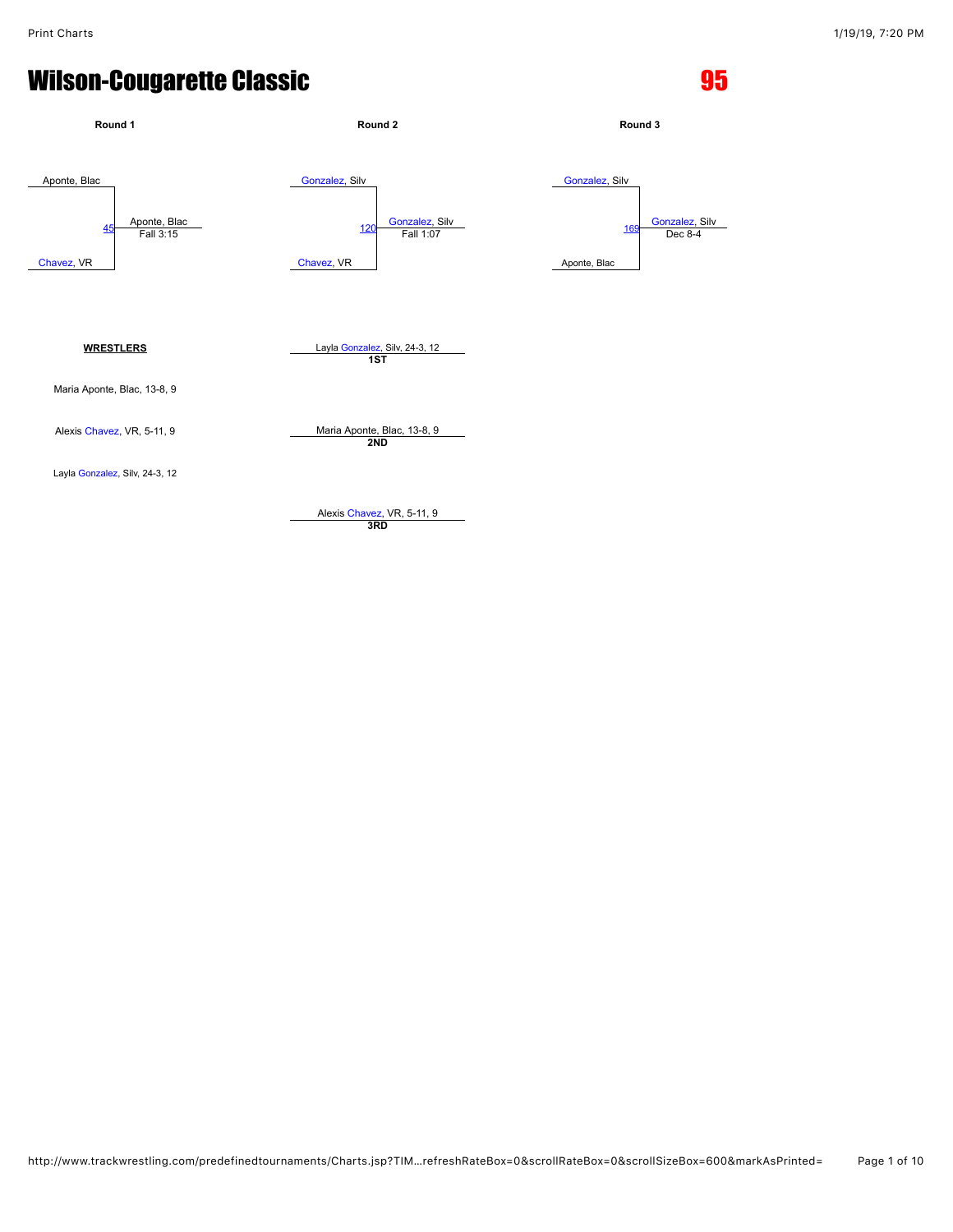# Wilson-Cougarette Classic

## 95

**Round 1**

Aponte, Blac
vs.
Chavez, VR

Match 45 — Aponte, Blac — Fall 3:15

**Round 2**

Gonzalez, Silv
vs.
Chavez, VR

Match 120 — Gonzalez, Silv — Fall 1:07

**Round 3**

Gonzalez, Silv
vs.
Aponte, Blac

Match 169 — Gonzalez, Silv — Dec 8-4

**WRESTLERS**

Maria Aponte, Blac, 13-8, 9

Alexis Chavez, VR, 5-11, 9

Layla Gonzalez, Silv, 24-3, 12

**1ST** — Layla Gonzalez, Silv, 24-3, 12

**2ND** — Maria Aponte, Blac, 13-8, 9

**3RD** — Alexis Chavez, VR, 5-11, 9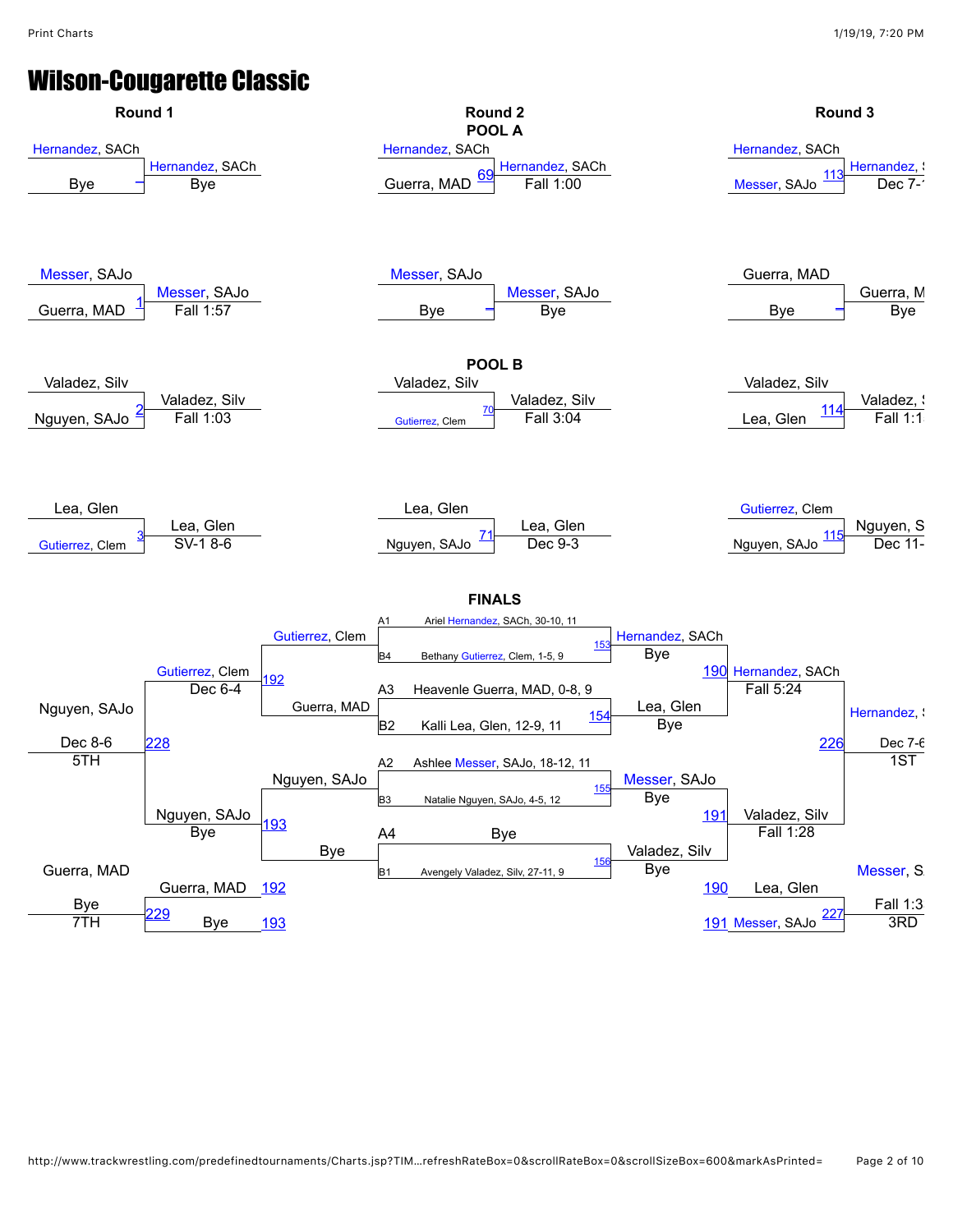# Wilson-Cougarette Classic

## Round 1

| Wrestler 1 | Wrestler 2 | Match | Winner | Result |
|---|---|---|---|---|
| Hernandez, SACh | Bye | – | Hernandez, SACh | Bye |
| Messer, SAJo | Guerra, MAD | 1 | Messer, SAJo | Fall 1:57 |
| Valadez, Silv | Nguyen, SAJo | 2 | Valadez, Silv | Fall 1:03 |
| Lea, Glen | Gutierrez, Clem | 3 | Lea, Glen | SV-1 8-6 |

## Round 2

### POOL A

| Wrestler 1 | Wrestler 2 | Match | Winner | Result |
|---|---|---|---|---|
| Hernandez, SACh | Guerra, MAD | 69 | Hernandez, SACh | Fall 1:00 |
| Messer, SAJo | Bye | – | Messer, SAJo | Bye |

### POOL B

| Wrestler 1 | Wrestler 2 | Match | Winner | Result |
|---|---|---|---|---|
| Valadez, Silv | Gutierrez, Clem | 70 | Valadez, Silv | Fall 3:04 |
| Lea, Glen | Nguyen, SAJo | 71 | Lea, Glen | Dec 9-3 |

## Round 3

| Wrestler 1 | Wrestler 2 | Match | Winner | Result |
|---|---|---|---|---|
| Hernandez, SACh | Messer, SAJo | 113 | Hernandez, S | Dec 7- |
| Guerra, MAD | Bye | – | Guerra, M | Bye |
| Valadez, Silv | Lea, Glen | 114 | Valadez, S | Fall 1:1 |
| Gutierrez, Clem | Nguyen, SAJo | 115 | Nguyen, S | Dec 11- |

## FINALS

| Seed | Wrestler |
|---|---|
| A1 | Ariel Hernandez, SACh, 30-10, 11 |
| B4 | Bethany Gutierrez, Clem, 1-5, 9 |
| A3 | Heavenle Guerra, MAD, 0-8, 9 |
| B2 | Kalli Lea, Glen, 12-9, 11 |
| A2 | Ashlee Messer, SAJo, 18-12, 11 |
| B3 | Natalie Nguyen, SAJo, 4-5, 12 |
| A4 | Bye |
| B1 | Avengely Valadez, Silv, 27-11, 9 |

### Championship Bracket

| Match | Wrestler 1 | Wrestler 2 | Winner | Result |
|---|---|---|---|---|
| 153 | Hernandez, SACh (A1) | Gutierrez, Clem (B4) | Hernandez, SACh | Bye |
| 154 | Guerra, MAD (A3) | Lea, Glen (B2) | Lea, Glen | Bye |
| 155 | Messer, SAJo (A2) | Nguyen, SAJo (B3) | Messer, SAJo | Bye |
| 156 | Bye (A4) | Valadez, Silv (B1) | Valadez, Silv | Bye |
| 190 | Hernandez, SACh | Lea, Glen | Hernandez, SACh | Fall 5:24 |
| 191 | Messer, SAJo | Valadez, Silv | Valadez, Silv | Fall 1:28 |
| 226 | Hernandez, SACh | Valadez, Silv | Hernandez, | Dec 7-6 (1ST) |

### Consolation Bracket

| Match | Wrestler 1 | Wrestler 2 | Winner | Result |
|---|---|---|---|---|
| 192 | Gutierrez, Clem | Guerra, MAD | Gutierrez, Clem | Dec 6-4 |
| 193 | Nguyen, SAJo | Bye | Nguyen, SAJo | Bye |
| 227 | Lea, Glen (loser of 190) | Messer, SAJo (loser of 191) | Messer, S | Fall 1:3 (3RD) |
| 228 | Gutierrez, Clem | Nguyen, SAJo | Nguyen, SAJo | Dec 8-6 (5TH) |
| 229 | Guerra, MAD (loser of 192) | Bye (loser of 193) | Guerra, MAD | Bye (7TH) |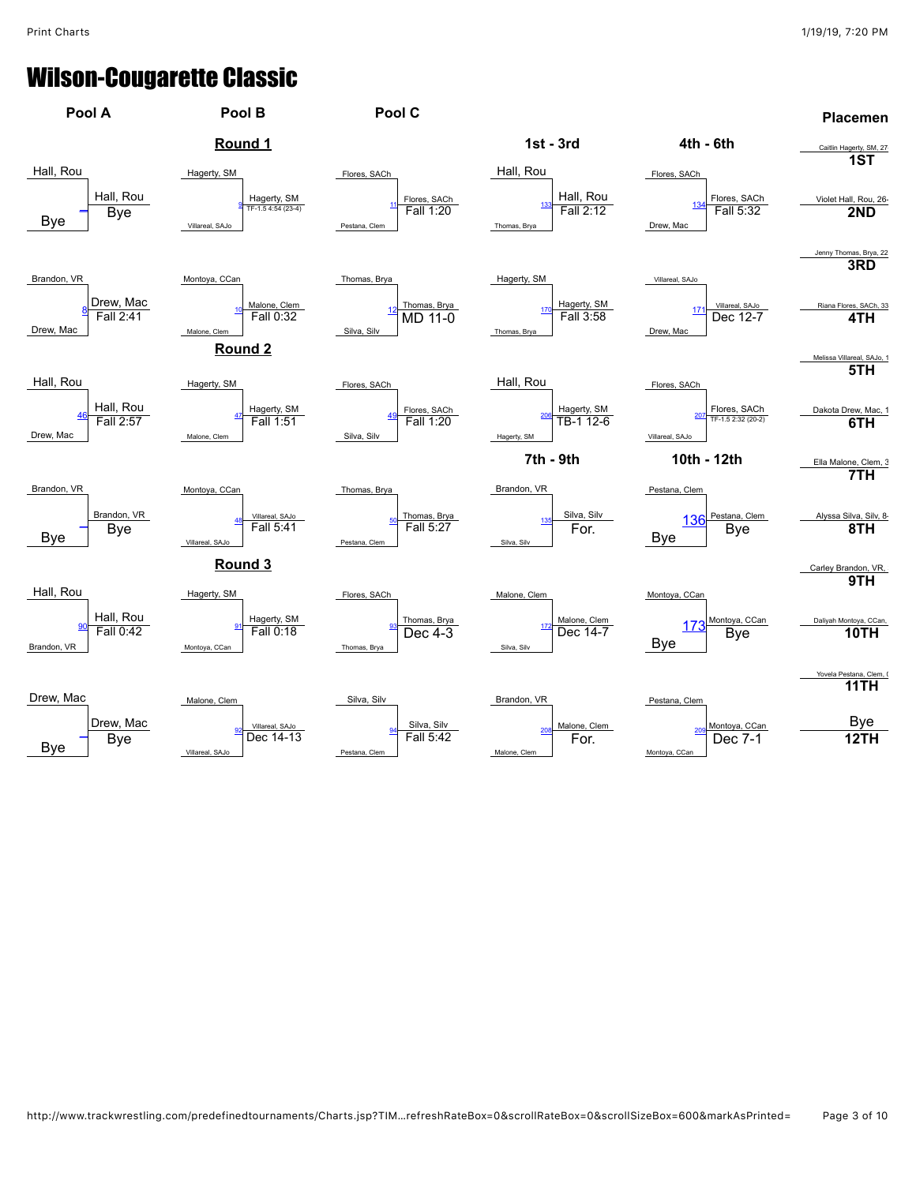# Wilson-Cougarette Classic

## Round 1

| Pool | Match # | Wrestler 1 | Wrestler 2 | Winner | Result |
| --- | --- | --- | --- | --- | --- |
| Pool A | – | Hall, Rou | Bye | Hall, Rou | Bye |
| Pool A | 8 | Brandon, VR | Drew, Mac | Drew, Mac | Fall 2:41 |
| Pool B | 9 | Hagerty, SM | Villareal, SAJo | Hagerty, SM | TF-1.5 4:54 (23-4) |
| Pool B | 10 | Montoya, CCan | Malone, Clem | Malone, Clem | Fall 0:32 |
| Pool C | 11 | Flores, SACh | Pestana, Clem | Flores, SACh | Fall 1:20 |
| Pool C | 12 | Thomas, Brya | Silva, Silv | Thomas, Brya | MD 11-0 |

## Round 2

| Pool | Match # | Wrestler 1 | Wrestler 2 | Winner | Result |
| --- | --- | --- | --- | --- | --- |
| Pool A | 46 | Hall, Rou | Drew, Mac | Hall, Rou | Fall 2:57 |
| Pool A | – | Brandon, VR | Bye | Brandon, VR | Bye |
| Pool B | 47 | Hagerty, SM | Malone, Clem | Hagerty, SM | Fall 1:51 |
| Pool B | 48 | Montoya, CCan | Villareal, SAJo | Villareal, SAJo | Fall 5:41 |
| Pool C | 49 | Flores, SACh | Silva, Silv | Flores, SACh | Fall 1:20 |
| Pool C | 50 | Thomas, Brya | Pestana, Clem | Thomas, Brya | Fall 5:27 |

## Round 3

| Pool | Match # | Wrestler 1 | Wrestler 2 | Winner | Result |
| --- | --- | --- | --- | --- | --- |
| Pool A | 90 | Hall, Rou | Brandon, VR | Hall, Rou | Fall 0:42 |
| Pool A | – | Drew, Mac | Bye | Drew, Mac | Bye |
| Pool B | 91 | Hagerty, SM | Montoya, CCan | Hagerty, SM | Fall 0:18 |
| Pool B | 92 | Malone, Clem | Villareal, SAJo | Villareal, SAJo | Dec 14-13 |
| Pool C | 93 | Flores, SACh | Thomas, Brya | Thomas, Brya | Dec 4-3 |
| Pool C | 94 | Silva, Silv | Pestana, Clem | Silva, Silv | Fall 5:42 |

## 1st - 3rd

| Match # | Wrestler 1 | Wrestler 2 | Winner | Result |
| --- | --- | --- | --- | --- |
| 133 | Hall, Rou | Thomas, Brya | Hall, Rou | Fall 2:12 |
| 170 | Hagerty, SM | Thomas, Brya | Hagerty, SM | Fall 3:58 |
| 206 | Hall, Rou | Hagerty, SM | Hagerty, SM | TB-1 12-6 |

## 4th - 6th

| Match # | Wrestler 1 | Wrestler 2 | Winner | Result |
| --- | --- | --- | --- | --- |
| 134 | Flores, SACh | Drew, Mac | Flores, SACh | Fall 5:32 |
| 171 | Villareal, SAJo | Drew, Mac | Villareal, SAJo | Dec 12-7 |
| 207 | Flores, SACh | Villareal, SAJo | Flores, SACh | TF-1.5 2:32 (20-2) |

## 7th - 9th

| Match # | Wrestler 1 | Wrestler 2 | Winner | Result |
| --- | --- | --- | --- | --- |
| 135 | Brandon, VR | Silva, Silv | Silva, Silv | For. |
| 172 | Malone, Clem | Silva, Silv | Malone, Clem | Dec 14-7 |
| 208 | Brandon, VR | Malone, Clem | Malone, Clem | For. |

## 10th - 12th

| Match # | Wrestler 1 | Wrestler 2 | Winner | Result |
| --- | --- | --- | --- | --- |
| 136 | Pestana, Clem | Bye | Pestana, Clem | Bye |
| 173 | Montoya, CCan | Bye | Montoya, CCan | Bye |
| 209 | Pestana, Clem | Montoya, CCan | Montoya, CCan | Dec 7-1 |

## Placemen

| Place | Wrestler |
| --- | --- |
| 1ST | Caitlin Hagerty, SM, 27 |
| 2ND | Violet Hall, Rou, 26- |
| 3RD | Jenny Thomas, Brya, 22 |
| 4TH | Riana Flores, SACh, 33 |
| 5TH | Melissa Villareal, SAJo, 1 |
| 6TH | Dakota Drew, Mac, 1 |
| 7TH | Ella Malone, Clem, 3 |
| 8TH | Alyssa Silva, Silv, 8- |
| 9TH | Carley Brandon, VR, |
| 10TH | Daliyah Montoya, CCan, |
| 11TH | Yovela Pestana, Clem, ( |
| 12TH | Bye |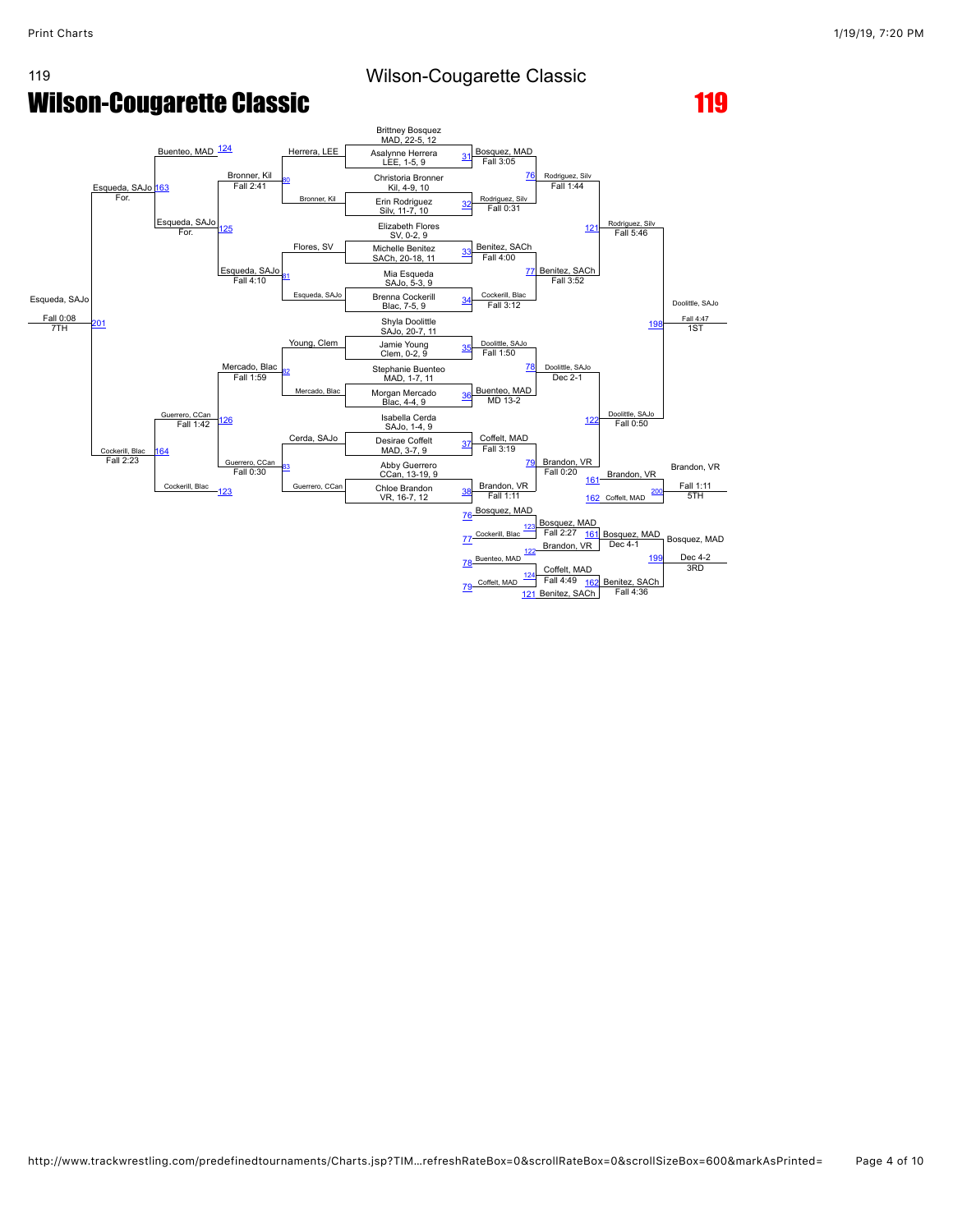# Wilson-Cougarette Classic

## 119

### Championship Bracket

**Round 1 (Wrestlers)**

- Brittney Bosquez, MAD, 22-5, 12 (Bye)
- Asalynne Herrera, LEE, 1-5, 9
- Christoria Bronner, Kil, 4-9, 10
- Erin Rodriguez, Silv, 11-7, 10
- Elizabeth Flores, SV, 0-2, 9
- Michelle Benitez, SACh, 20-18, 11
- Mia Esqueda, SAJo, 5-3, 9
- Brenna Cockerill, Blac, 7-5, 9
- Shyla Doolittle, SAJo, 20-7, 11
- Jamie Young, Clem, 0-2, 9
- Stephanie Buenteo, MAD, 1-7, 11
- Morgan Mercado, Blac, 4-4, 9
- Isabella Cerda, SAJo, 1-4, 9
- Desirae Coffelt, MAD, 3-7, 9
- Abby Guerrero, CCan, 13-19, 9
- Chloe Brandon, VR, 16-7, 12

**Championship Round 1**

- Match 31: Bosquez, MAD over Herrera, LEE — Fall 3:05
- Match 32: Rodriguez, Silv over Bronner, Kil — Fall 0:31
- Match 33: Benitez, SACh over Flores, SV — Fall 4:00
- Match 34: Cockerill, Blac over Esqueda, SAJo — Fall 3:12
- Match 35: Doolittle, SAJo over Young, Clem — Fall 1:50
- Match 36: Buenteo, MAD over Mercado, Blac — MD 13-2
- Match 37: Coffelt, MAD over Cerda, SAJo — Fall 3:19
- Match 38: Brandon, VR over Guerrero, CCan — Fall 1:11

**Quarterfinals**

- Match 76: Rodriguez, Silv over Bosquez, MAD — Fall 1:44
- Match 77: Benitez, SACh over Cockerill, Blac — Fall 3:52
- Match 78: Doolittle, SAJo over Buenteo, MAD — Dec 2-1
- Match 79: Brandon, VR over Coffelt, MAD — Fall 0:20

**Semifinals**

- Match 121: Rodriguez, Silv over Benitez, SACh — Fall 5:46
- Match 122: Doolittle, SAJo over Brandon, VR — Fall 0:50

**1st Place Match**

- Match 198: Doolittle, SAJo over Rodriguez, Silv — Fall 4:47 — 1ST

### Consolation Bracket

**Consolation Round 1**

- Match 80: Bronner, Kil over Herrera, LEE — Fall 2:41
- Match 81: Esqueda, SAJo over Flores, SV — Fall 4:10
- Match 82: Mercado, Blac over Young, Clem — Fall 1:59
- Match 83: Guerrero, CCan over Cerda, SAJo — Fall 0:30

**Consolation Round 2**

- Match 123: Cockerill, Blac over Guerrero, CCan
- Match 124: Buenteo, MAD over Bronner, Kil
- Match 125: Esqueda, SAJo over Buenteo, MAD — For.
- Match 126: Guerrero, CCan over Mercado, Blac — Fall 1:42

**Consolation Round 3**

- Match 163: Esqueda, SAJo — For.
- Match 164: Cockerill, Blac — Fall 2:23

**7th Place Match**

- Match 201: Esqueda, SAJo over Cockerill, Blac — Fall 0:08 — 7TH

**Consolation Quarterfinals**

- Match 123: Bosquez, MAD over Cockerill, Blac — Fall 2:27
- Match 122: Brandon, VR over Buenteo, MAD
- Match 124: Coffelt, MAD over Coffelt, MAD — Fall 4:49
- Match 121: Benitez, SACh

**Consolation Semifinals**

- Match 161: Bosquez, MAD over Brandon, VR — Dec 4-1
- Match 162: Benitez, SACh over Coffelt, MAD — Fall 4:36

**3rd Place Match**

- Match 199: Bosquez, MAD over Benitez, SACh — Dec 4-2 — 3RD

**5th Place Match**

- Match 200: Brandon, VR over Coffelt, MAD — Fall 1:11 — 5TH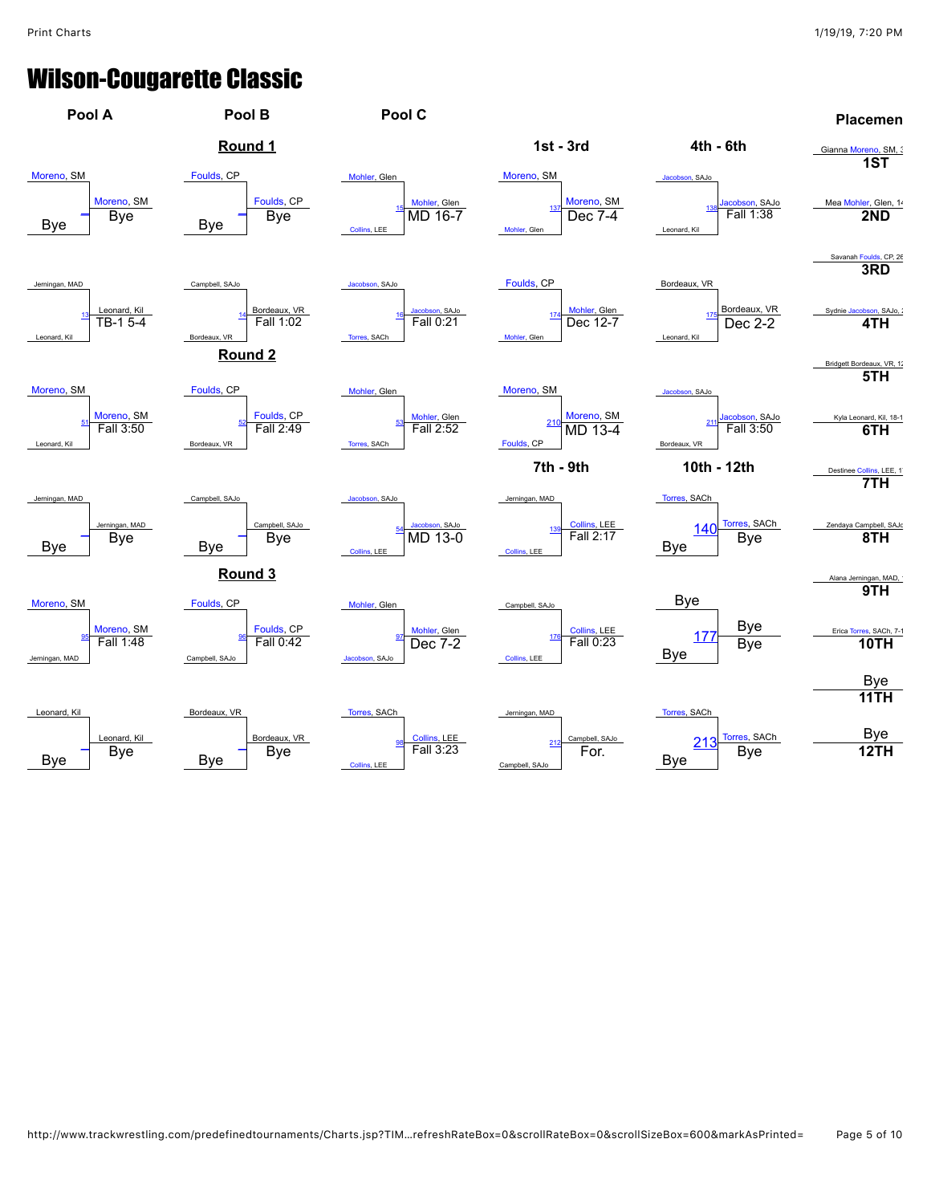# Wilson-Cougarette Classic

## Pool A / Pool B / Pool C

### Round 1

| Pool | Match | Wrestler 1 | Wrestler 2 | Winner | Result |
|---|---|---|---|---|---|
| Pool A | — | Moreno, SM | Bye | Moreno, SM | Bye |
| Pool B | — | Foulds, CP | Bye | Foulds, CP | Bye |
| Pool C | 15 | Mohler, Glen | Collins, LEE | Mohler, Glen | MD 16-7 |
| Pool A | 13 | Jerningan, MAD | Leonard, Kil | Leonard, Kil | TB-1 5-4 |
| Pool B | 14 | Campbell, SAJo | Bordeaux, VR | Bordeaux, VR | Fall 1:02 |
| Pool C | 16 | Jacobson, SAJo | Torres, SACh | Jacobson, SAJo | Fall 0:21 |

### Round 2

| Pool | Match | Wrestler 1 | Wrestler 2 | Winner | Result |
|---|---|---|---|---|---|
| Pool A | 51 | Moreno, SM | Leonard, Kil | Moreno, SM | Fall 3:50 |
| Pool B | 52 | Foulds, CP | Bordeaux, VR | Foulds, CP | Fall 2:49 |
| Pool C | 53 | Mohler, Glen | Torres, SACh | Mohler, Glen | Fall 2:52 |
| Pool A | — | Jerningan, MAD | Bye | Jerningan, MAD | Bye |
| Pool B | — | Campbell, SAJo | Bye | Campbell, SAJo | Bye |
| Pool C | 54 | Jacobson, SAJo | Collins, LEE | Jacobson, SAJo | MD 13-0 |

### Round 3

| Pool | Match | Wrestler 1 | Wrestler 2 | Winner | Result |
|---|---|---|---|---|---|
| Pool A | 95 | Moreno, SM | Jerningan, MAD | Moreno, SM | Fall 1:48 |
| Pool B | 96 | Foulds, CP | Campbell, SAJo | Foulds, CP | Fall 0:42 |
| Pool C | 97 | Mohler, Glen | Jacobson, SAJo | Mohler, Glen | Dec 7-2 |
| Pool A | — | Leonard, Kil | Bye | Leonard, Kil | Bye |
| Pool B | — | Bordeaux, VR | Bye | Bordeaux, VR | Bye |
| Pool C | 98 | Torres, SACh | Collins, LEE | Collins, LEE | Fall 3:23 |

## 1st - 3rd

| Match | Wrestler 1 | Wrestler 2 | Winner | Result |
|---|---|---|---|---|
| 137 | Moreno, SM | Mohler, Glen | Moreno, SM | Dec 7-4 |
| 174 | Foulds, CP | Mohler, Glen | Mohler, Glen | Dec 12-7 |
| 210 | Moreno, SM | Foulds, CP | Moreno, SM | MD 13-4 |

## 4th - 6th

| Match | Wrestler 1 | Wrestler 2 | Winner | Result |
|---|---|---|---|---|
| 138 | Jacobson, SAJo | Leonard, Kil | Jacobson, SAJo | Fall 1:38 |
| 175 | Bordeaux, VR | Leonard, Kil | Bordeaux, VR | Dec 2-2 |
| 211 | Jacobson, SAJo | Bordeaux, VR | Jacobson, SAJo | Fall 3:50 |

## 7th - 9th

| Match | Wrestler 1 | Wrestler 2 | Winner | Result |
|---|---|---|---|---|
| 139 | Jerningan, MAD | Collins, LEE | Collins, LEE | Fall 2:17 |
| 176 | Campbell, SAJo | Collins, LEE | Collins, LEE | Fall 0:23 |
| 212 | Jerningan, MAD | Campbell, SAJo | Campbell, SAJo | For. |

## 10th - 12th

| Match | Wrestler 1 | Wrestler 2 | Winner | Result |
|---|---|---|---|---|
| 140 | Torres, SACh | Bye | Torres, SACh | Bye |
| 177 | Bye | Bye | Bye | Bye |
| 213 | Torres, SACh | Bye | Torres, SACh | Bye |

## Placement

| Place | Wrestler |
|---|---|
| 1ST | Gianna Moreno, SM, 3 |
| 2ND | Mea Mohler, Glen, 14 |
| 3RD | Savanah Foulds, CP, 26 |
| 4TH | Sydnie Jacobson, SAJo, 2 |
| 5TH | Bridgett Bordeaux, VR, 12 |
| 6TH | Kyla Leonard, Kil, 18-1 |
| 7TH | Destinee Collins, LEE, 1 |
| 8TH | Zendaya Campbell, SAJo |
| 9TH | Alana Jerningan, MAD, |
| 10TH | Erica Torres, SACh, 7-1 |
| 11TH | Bye |
| 12TH | Bye |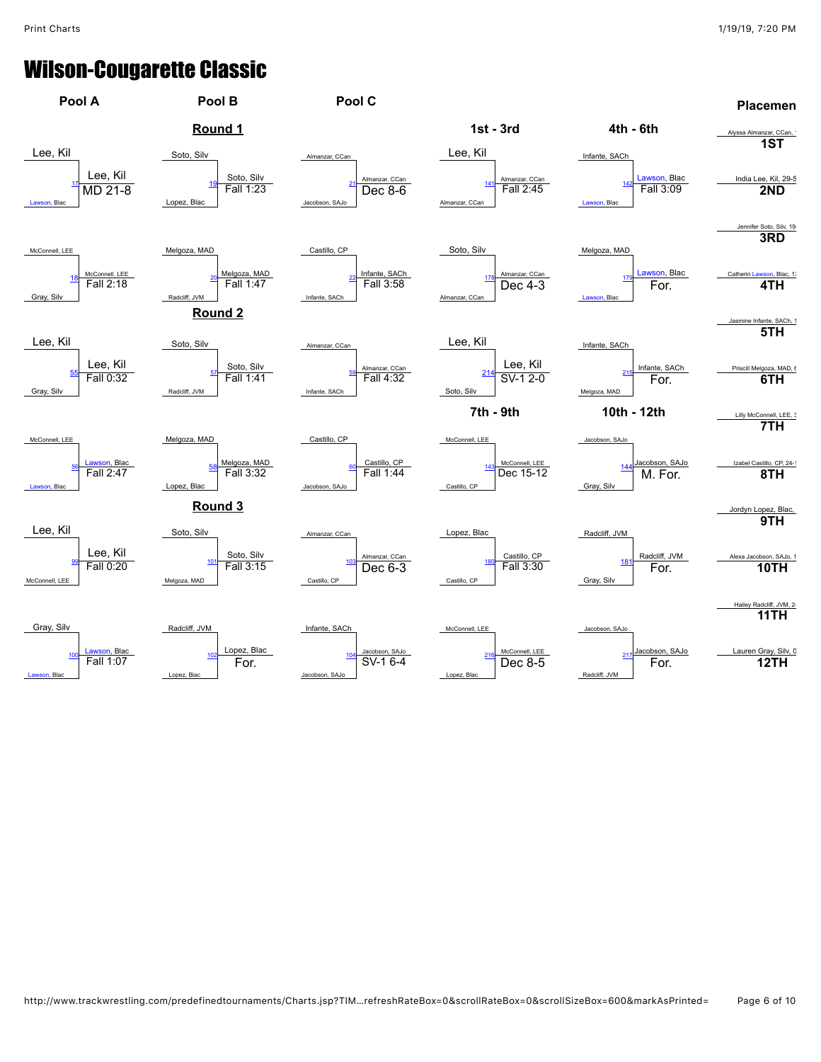# Wilson-Cougarette Classic

## Pool A / Pool B / Pool C

### Round 1

| Bout | Pool | Wrestler 1 | Wrestler 2 | Winner | Result |
|---|---|---|---|---|---|
| 17 | Pool A | Lee, Kil | Lawson, Blac | Lee, Kil | MD 21-8 |
| 18 | Pool A | McConnell, LEE | Gray, Silv | McConnell, LEE | Fall 2:18 |
| 19 | Pool B | Soto, Silv | Lopez, Blac | Soto, Silv | Fall 1:23 |
| 20 | Pool B | Melgoza, MAD | Radcliff, JVM | Melgoza, MAD | Fall 1:47 |
| 21 | Pool C | Almanzar, CCan | Jacobson, SAJo | Almanzar, CCan | Dec 8-6 |
| 22 | Pool C | Castillo, CP | Infante, SACh | Infante, SACh | Fall 3:58 |

### Round 2

| Bout | Pool | Wrestler 1 | Wrestler 2 | Winner | Result |
|---|---|---|---|---|---|
| 55 | Pool A | Lee, Kil | Gray, Silv | Lee, Kil | Fall 0:32 |
| 56 | Pool A | McConnell, LEE | Lawson, Blac | Lawson, Blac | Fall 2:47 |
| 57 | Pool B | Soto, Silv | Radcliff, JVM | Soto, Silv | Fall 1:41 |
| 58 | Pool B | Melgoza, MAD | Lopez, Blac | Melgoza, MAD | Fall 3:32 |
| 59 | Pool C | Almanzar, CCan | Infante, SACh | Almanzar, CCan | Fall 4:32 |
| 60 | Pool C | Castillo, CP | Jacobson, SAJo | Castillo, CP | Fall 1:44 |

### Round 3

| Bout | Pool | Wrestler 1 | Wrestler 2 | Winner | Result |
|---|---|---|---|---|---|
| 99 | Pool A | Lee, Kil | McConnell, LEE | Lee, Kil | Fall 0:20 |
| 100 | Pool A | Gray, Silv | Lawson, Blac | Lawson, Blac | Fall 1:07 |
| 101 | Pool B | Soto, Silv | Melgoza, MAD | Soto, Silv | Fall 3:15 |
| 102 | Pool B | Radcliff, JVM | Lopez, Blac | Lopez, Blac | For. |
| 103 | Pool C | Almanzar, CCan | Castillo, CP | Almanzar, CCan | Dec 6-3 |
| 104 | Pool C | Infante, SACh | Jacobson, SAJo | Jacobson, SAJo | SV-1 6-4 |

## 1st - 3rd

| Bout | Wrestler 1 | Wrestler 2 | Winner | Result |
|---|---|---|---|---|
| 141 | Lee, Kil | Almanzar, CCan | Almanzar, CCan | Fall 2:45 |
| 178 | Soto, Silv | Almanzar, CCan | Almanzar, CCan | Dec 4-3 |
| 214 | Lee, Kil | Soto, Silv | Lee, Kil | SV-1 2-0 |

## 4th - 6th

| Bout | Wrestler 1 | Wrestler 2 | Winner | Result |
|---|---|---|---|---|
| 142 | Infante, SACh | Lawson, Blac | Lawson, Blac | Fall 3:09 |
| 179 | Melgoza, MAD | Lawson, Blac | Lawson, Blac | For. |
| 215 | Infante, SACh | Melgoza, MAD | Infante, SACh | For. |

## 7th - 9th

| Bout | Wrestler 1 | Wrestler 2 | Winner | Result |
|---|---|---|---|---|
| 143 | McConnell, LEE | Castillo, CP | McConnell, LEE | Dec 15-12 |
| 180 | Lopez, Blac | Castillo, CP | Castillo, CP | Fall 3:30 |
| 216 | McConnell, LEE | Lopez, Blac | McConnell, LEE | Dec 8-5 |

## 10th - 12th

| Bout | Wrestler 1 | Wrestler 2 | Winner | Result |
|---|---|---|---|---|
| 144 | Jacobson, SAJo | Gray, Silv | Jacobson, SAJo | M. For. |
| 181 | Radcliff, JVM | Gray, Silv | Radcliff, JVM | For. |
| 217 | Jacobson, SAJo | Radcliff, JVM | Jacobson, SAJo | For. |

## Placemen

| Place | Wrestler |
|---|---|
| 1ST | Alyssa Almanzar, CCan, 1 |
| 2ND | India Lee, Kil, 29-5 |
| 3RD | Jennifer Soto, Silv, 19 |
| 4TH | Catherin Lawson, Blac, 1 |
| 5TH | Jasmine Infante, SACh, 1 |
| 6TH | Priscill Melgoza, MAD, 6 |
| 7TH | Lilly McConnell, LEE, 3 |
| 8TH | Izabel Castillo, CP, 24-1 |
| 9TH | Jordyn Lopez, Blac, |
| 10TH | Alexa Jacobson, SAJo, 1 |
| 11TH | Hailey Radcliff, JVM, 2 |
| 12TH | Lauren Gray, Silv, 0 |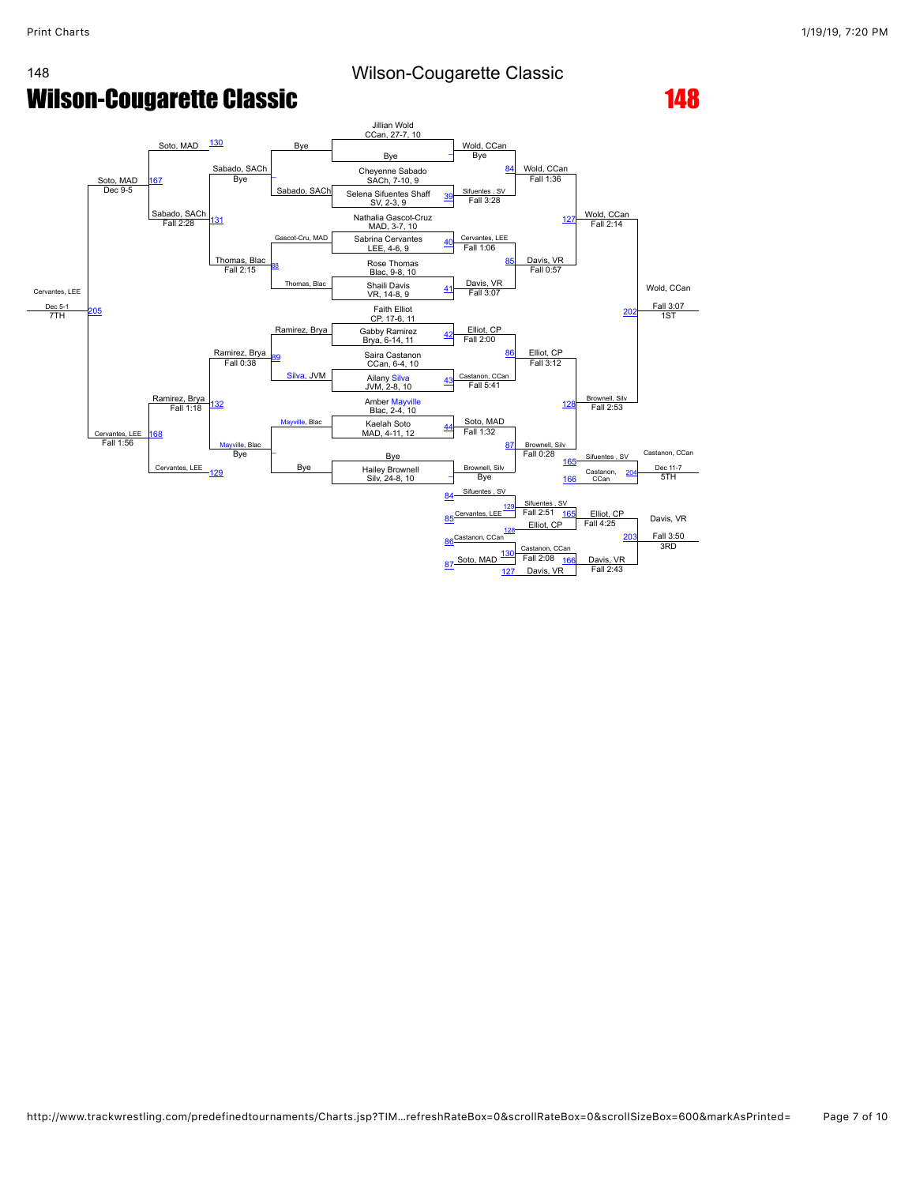# Wilson-Cougarette Classic

**148**

## Championship Bracket

### First Round / Quarterfinals

| Bout | Wrestler | Wrestler | Winner | Result |
|---|---|---|---|---|
| — | Jillian Wold, CCan, 27-7, 10 | Bye | Wold, CCan | Bye |
| 39 | Cheyenne Sabado, SACh, 7-10, 9 | Selena Sifuentes Shaff, SV, 2-3, 9 | Sifuentes , SV | Fall 3:28 |
| 40 | Nathalia Gascot-Cruz, MAD, 3-7, 10 | Sabrina Cervantes, LEE, 4-6, 9 | Cervantes, LEE | Fall 1:06 |
| 41 | Rose Thomas, Blac, 9-8, 10 | Shaili Davis, VR, 14-8, 9 | Davis, VR | Fall 3:07 |
| 42 | Faith Elliot, CP, 17-6, 11 | Gabby Ramirez, Brya, 6-14, 11 | Elliot, CP | Fall 2:00 |
| 43 | Saira Castanon, CCan, 6-4, 10 | Ailany Silva, JVM, 2-8, 10 | Castanon, CCan | Fall 5:41 |
| 44 | Amber Mayville, Blac, 2-4, 10 | Kaelah Soto, MAD, 4-11, 12 | Soto, MAD | Fall 1:32 |
| — | Bye | Hailey Brownell, Silv, 24-8, 10 | Brownell, Silv | Bye |

### Semifinals

| Bout | Winner | Result |
|---|---|---|
| 84 | Wold, CCan | Fall 1:36 |
| 85 | Davis, VR | Fall 0:57 |
| 86 | Elliot, CP | Fall 3:12 |
| 87 | Brownell, Silv | Fall 0:28 |

### Finals

| Bout | Winner | Result |
|---|---|---|
| 127 | Wold, CCan | Fall 2:14 |
| 128 | Brownell, Silv | Fall 2:53 |
| 202 | Wold, CCan (1ST) | Fall 3:07 |

## Consolation Bracket (Left Side)

| Bout | Wrestler | Wrestler | Winner | Result |
|---|---|---|---|---|
| 130 | Soto, MAD | Bye | — | — |
| 131 | Sabado, SACh | — | Sabado, SACh | Bye |
| — | Bye | Sabado, SACh | — | — |
| 88 | Gascot-Cru, MAD | Thomas, Blac | Thomas, Blac | Fall 2:15 |
| 131 | Sabado, SACh | Thomas, Blac | Sabado, SACh | Fall 2:28 |
| 167 | Soto, MAD | Sabado, SACh | Soto, MAD | Dec 9-5 |
| 89 | Ramirez, Brya | Silva, JVM | Ramirez, Brya | Fall 0:38 |
| — | Mayville, Blac | Bye | Mayville, Blac | Bye |
| 132 | Ramirez, Brya | Mayville, Blac | Ramirez, Brya | Fall 1:18 |
| 168 | Ramirez, Brya | Cervantes, LEE (129) | Cervantes, LEE | Fall 1:56 |
| 205 | Soto, MAD | Cervantes, LEE | Cervantes, LEE (7TH) | Dec 5-1 |

## Consolation Bracket (Right Side)

| Bout | Wrestler | Wrestler | Winner | Result |
|---|---|---|---|---|
| 129 | Sifuentes , SV (84) | Cervantes, LEE (85) | Sifuentes , SV | Fall 2:51 |
| 130 | Castanon, CCan (86) | Soto, MAD (87) | Castanon, CCan | Fall 2:08 |
| 165 | Sifuentes , SV | Elliot, CP (128) | Elliot, CP | Fall 4:25 |
| 166 | Castanon, CCan | Davis, VR (127) | Davis, VR | Fall 2:43 |
| 203 | Elliot, CP | Davis, VR | Davis, VR (3RD) | Fall 3:50 |
| 204 | Sifuentes , SV | Castanon, CCan | Castanon, CCan (5TH) | Dec 11-7 |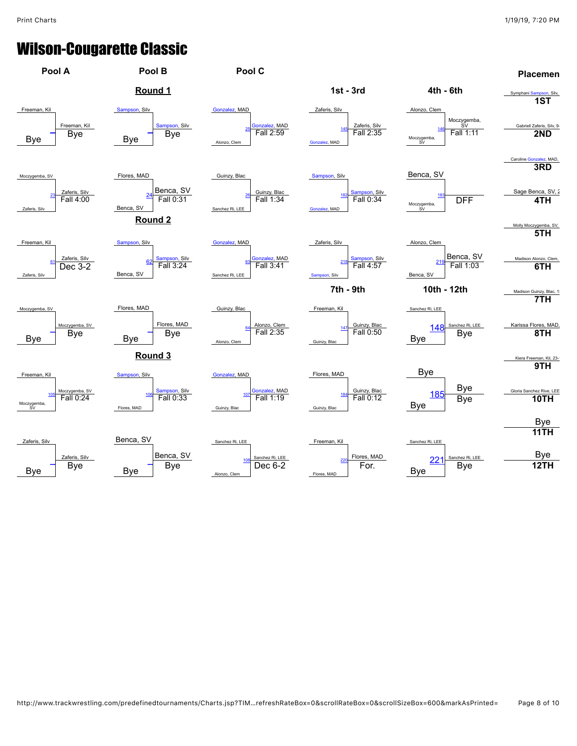# Wilson-Cougarette Classic

## Round 1

### Pool A

| Bout | Wrestler 1 | Wrestler 2 | Winner | Result |
|---|---|---|---|---|
| — | Freeman, Kil | Bye | Freeman, Kil | Bye |
| 23 | Moczygemba, SV | Zaferis, Silv | Zaferis, Silv | Fall 4:00 |

### Pool B

| Bout | Wrestler 1 | Wrestler 2 | Winner | Result |
|---|---|---|---|---|
| — | Sampson, Silv | Bye | Sampson, Silv | Bye |
| 24 | Flores, MAD | Benca, SV | Benca, SV | Fall 0:31 |

### Pool C

| Bout | Wrestler 1 | Wrestler 2 | Winner | Result |
|---|---|---|---|---|
| 25 | Gonzalez, MAD | Alonzo, Clem | Gonzalez, MAD | Fall 2:59 |
| 26 | Guinzy, Blac | Sanchez Ri, LEE | Guinzy, Blac | Fall 1:34 |

## Round 2

### Pool A

| Bout | Wrestler 1 | Wrestler 2 | Winner | Result |
|---|---|---|---|---|
| 61 | Freeman, Kil | Zaferis, Silv | Zaferis, Silv | Dec 3-2 |
| — | Moczygemba, SV | Bye | Moczygemba, SV | Bye |

### Pool B

| Bout | Wrestler 1 | Wrestler 2 | Winner | Result |
|---|---|---|---|---|
| 62 | Sampson, Silv | Benca, SV | Sampson, Silv | Fall 3:24 |
| — | Flores, MAD | Bye | Flores, MAD | Bye |

### Pool C

| Bout | Wrestler 1 | Wrestler 2 | Winner | Result |
|---|---|---|---|---|
| 63 | Gonzalez, MAD | Sanchez Ri, LEE | Gonzalez, MAD | Fall 3:41 |
| 64 | Guinzy, Blac | Alonzo, Clem | Alonzo, Clem | Fall 2:35 |

## Round 3

### Pool A

| Bout | Wrestler 1 | Wrestler 2 | Winner | Result |
|---|---|---|---|---|
| 105 | Freeman, Kil | Moczygemba, SV | Moczygemba, SV | Fall 0:24 |
| — | Zaferis, Silv | Bye | Zaferis, Silv | Bye |

### Pool B

| Bout | Wrestler 1 | Wrestler 2 | Winner | Result |
|---|---|---|---|---|
| 106 | Sampson, Silv | Flores, MAD | Sampson, Silv | Fall 0:33 |
| — | Benca, SV | Bye | Benca, SV | Bye |

### Pool C

| Bout | Wrestler 1 | Wrestler 2 | Winner | Result |
|---|---|---|---|---|
| 107 | Gonzalez, MAD | Guinzy, Blac | Gonzalez, MAD | Fall 1:19 |
| 108 | Sanchez Ri, LEE | Alonzo, Clem | Sanchez Ri, LEE | Dec 6-2 |

## 1st - 3rd

| Bout | Wrestler 1 | Wrestler 2 | Winner | Result |
|---|---|---|---|---|
| 145 | Zaferis, Silv | Gonzalez, MAD | Zaferis, Silv | Fall 2:35 |
| 182 | Sampson, Silv | Gonzalez, MAD | Sampson, Silv | Fall 0:34 |
| 218 | Zaferis, Silv | Sampson, Silv | Sampson, Silv | Fall 4:57 |

## 4th - 6th

| Bout | Wrestler 1 | Wrestler 2 | Winner | Result |
|---|---|---|---|---|
| 146 | Alonzo, Clem | Moczygemba, SV | Moczygemba, SV | Fall 1:11 |
| 183 | Benca, SV | Moczygemba, SV | | DFF |
| 219 | Alonzo, Clem | Benca, SV | Benca, SV | Fall 1:03 |

## 7th - 9th

| Bout | Wrestler 1 | Wrestler 2 | Winner | Result |
|---|---|---|---|---|
| 147 | Freeman, Kil | Guinzy, Blac | Guinzy, Blac | Fall 0:50 |
| 184 | Flores, MAD | Guinzy, Blac | Guinzy, Blac | Fall 0:12 |
| 220 | Freeman, Kil | Flores, MAD | Flores, MAD | For. |

## 10th - 12th

| Bout | Wrestler 1 | Wrestler 2 | Winner | Result |
|---|---|---|---|---|
| 148 | Sanchez Ri, LEE | Bye | Sanchez Ri, LEE | Bye |
| 185 | Bye | Bye | Bye | Bye |
| 221 | Sanchez Ri, LEE | Bye | Sanchez Ri, LEE | Bye |

## Placement

| Place | Wrestler |
|---|---|
| 1ST | Symphani Sampson, Silv, |
| 2ND | Gabriell Zaferis, Silv, 9- |
| 3RD | Caroline Gonzalez, MAD, |
| 4TH | Sage Benca, SV, 2 |
| 5TH | Molly Moczygemba, SV, |
| 6TH | Madison Alonzo, Clem, |
| 7TH | Madison Guinzy, Blac, 1 |
| 8TH | Karissa Flores, MAD, |
| 9TH | Kiera Freeman, Kil, 23- |
| 10TH | Gloria Sanchez Rive, LEE |
| 11TH | Bye |
| 12TH | Bye |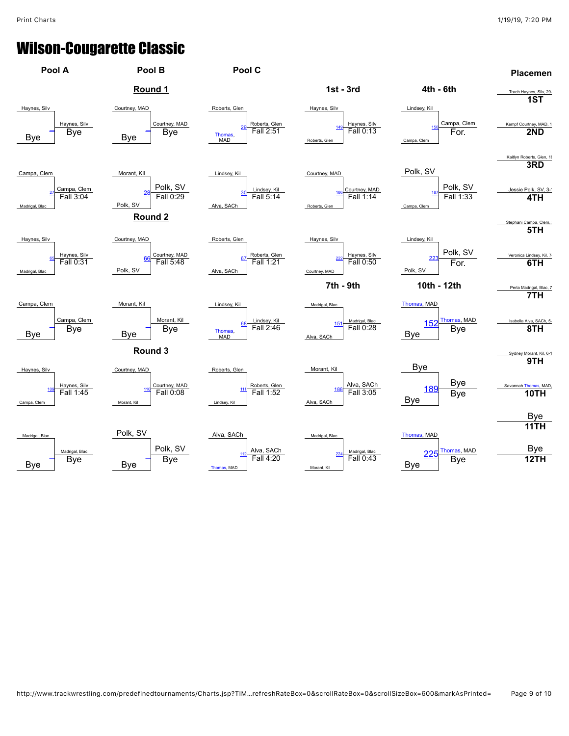# Wilson-Cougarette Classic

## Pool A / Pool B / Pool C

### Round 1

**Pool A**

| Wrestler 1 | Wrestler 2 | Bout | Winner | Result |
|---|---|---|---|---|
| Haynes, Silv | Bye | – | Haynes, Silv | Bye |
| Campa, Clem | Madrigal, Blac | 27 | Campa, Clem | Fall 3:04 |

**Pool B**

| Wrestler 1 | Wrestler 2 | Bout | Winner | Result |
|---|---|---|---|---|
| Courtney, MAD | Bye | – | Courtney, MAD | Bye |
| Morant, Kil | Polk, SV | 28 | Polk, SV | Fall 0:29 |

**Pool C**

| Wrestler 1 | Wrestler 2 | Bout | Winner | Result |
|---|---|---|---|---|
| Roberts, Glen | Thomas, MAD | 29 | Roberts, Glen | Fall 2:51 |
| Lindsey, Kil | Alva, SACh | 30 | Lindsey, Kil | Fall 5:14 |

### Round 2

**Pool A**

| Wrestler 1 | Wrestler 2 | Bout | Winner | Result |
|---|---|---|---|---|
| Haynes, Silv | Madrigal, Blac | 65 | Haynes, Silv | Fall 0:31 |
| Campa, Clem | Bye | – | Campa, Clem | Bye |

**Pool B**

| Wrestler 1 | Wrestler 2 | Bout | Winner | Result |
|---|---|---|---|---|
| Courtney, MAD | Polk, SV | 66 | Courtney, MAD | Fall 5:48 |
| Morant, Kil | Bye | – | Morant, Kil | Bye |

**Pool C**

| Wrestler 1 | Wrestler 2 | Bout | Winner | Result |
|---|---|---|---|---|
| Roberts, Glen | Alva, SACh | 67 | Roberts, Glen | Fall 1:21 |
| Lindsey, Kil | Thomas, MAD | 68 | Lindsey, Kil | Fall 2:46 |

### Round 3

**Pool A**

| Wrestler 1 | Wrestler 2 | Bout | Winner | Result |
|---|---|---|---|---|
| Haynes, Silv | Campa, Clem | 109 | Haynes, Silv | Fall 1:45 |
| Madrigal, Blac | Bye | – | Madrigal, Blac | Bye |

**Pool B**

| Wrestler 1 | Wrestler 2 | Bout | Winner | Result |
|---|---|---|---|---|
| Courtney, MAD | Morant, Kil | 110 | Courtney, MAD | Fall 0:08 |
| Polk, SV | Bye | – | Polk, SV | Bye |

**Pool C**

| Wrestler 1 | Wrestler 2 | Bout | Winner | Result |
|---|---|---|---|---|
| Roberts, Glen | Lindsey, Kil | 111 | Roberts, Glen | Fall 1:52 |
| Alva, SACh | Thomas, MAD | 112 | Alva, SACh | Fall 4:20 |

## 1st - 3rd

| Wrestler 1 | Wrestler 2 | Bout | Winner | Result |
|---|---|---|---|---|
| Haynes, Silv | Roberts, Glen | 149 | Haynes, Silv | Fall 0:13 |
| Courtney, MAD | Roberts, Glen | 186 | Courtney, MAD | Fall 1:14 |
| Haynes, Silv | Courtney, MAD | 222 | Haynes, Silv | Fall 0:50 |

## 4th - 6th

| Wrestler 1 | Wrestler 2 | Bout | Winner | Result |
|---|---|---|---|---|
| Lindsey, Kil | Campa, Clem | 150 | Campa, Clem | For. |
| Polk, SV | Campa, Clem | 187 | Polk, SV | Fall 1:33 |
| Lindsey, Kil | Polk, SV | 223 | Polk, SV | For. |

## 7th - 9th

| Wrestler 1 | Wrestler 2 | Bout | Winner | Result |
|---|---|---|---|---|
| Madrigal, Blac | Alva, SACh | 151 | Madrigal, Blac | Fall 0:28 |
| Morant, Kil | Alva, SACh | 188 | Alva, SACh | Fall 3:05 |
| Madrigal, Blac | Morant, Kil | 224 | Madrigal, Blac | Fall 0:43 |

## 10th - 12th

| Wrestler 1 | Wrestler 2 | Bout | Winner | Result |
|---|---|---|---|---|
| Thomas, MAD | Bye | 152 | Thomas, MAD | Bye |
| Bye | Bye | 189 | Bye | Bye |
| Thomas, MAD | Bye | 225 | Thomas, MAD | Bye |

## Placemen

| Place | Wrestler |
|---|---|
| 1ST | Traeh Haynes, Silv, 29- |
| 2ND | Kempf Courtney, MAD, 1 |
| 3RD | Kaitlyn Roberts, Glen, 1 |
| 4TH | Jessie Polk, SV, 3- |
| 5TH | Stephani Campa, Clem, |
| 6TH | Veronica Lindsey, Kil, 7 |
| 7TH | Perla Madrigal, Blac, 7 |
| 8TH | Isabella Alva, SACh, 5- |
| 9TH | Sydney Morant, Kil, 6-1 |
| 10TH | Savannah Thomas, MAD, |
| 11TH | Bye |
| 12TH | Bye |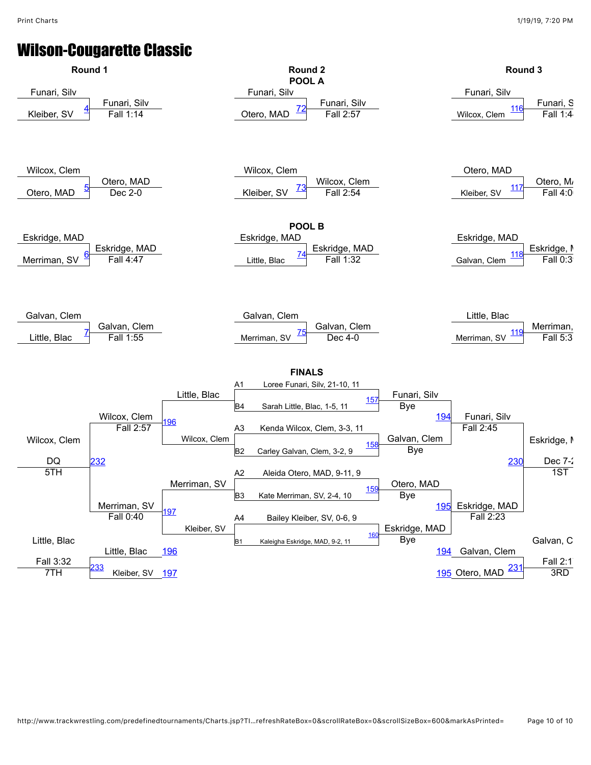# Wilson-Cougarette Classic

## Round 1

Funari, Silv
Kleiber, SV 4
Funari, Silv
Fall 1:14

Wilcox, Clem
Otero, MAD 5
Otero, MAD
Dec 2-0

Eskridge, MAD
Merriman, SV 6
Eskridge, MAD
Fall 4:47

Galvan, Clem
Little, Blac 7
Galvan, Clem
Fall 1:55

## Round 2

### POOL A

Funari, Silv
Otero, MAD 72
Funari, Silv
Fall 2:57

Wilcox, Clem
Kleiber, SV 73
Wilcox, Clem
Fall 2:54

### POOL B

Eskridge, MAD
Little, Blac 74
Eskridge, MAD
Fall 1:32

Galvan, Clem
Merriman, SV 75
Galvan, Clem
Dec 4-0

## Round 3

Funari, Silv
Wilcox, Clem 116
Funari, S
Fall 1:4

Otero, MAD
Kleiber, SV 117
Otero, M
Fall 4:0

Eskridge, MAD
Galvan, Clem 118
Eskridge, M
Fall 0:3

Little, Blac
Merriman, SV 119
Merriman,
Fall 5:3

## FINALS

A1 Loree Funari, Silv, 21-10, 11
B4 Sarah Little, Blac, 1-5, 11
157 Funari, Silv — Bye

A3 Kenda Wilcox, Clem, 3-3, 11
B2 Carley Galvan, Clem, 3-2, 9
158 Galvan, Clem — Bye

A2 Aleida Otero, MAD, 9-11, 9
B3 Kate Merriman, SV, 2-4, 10
159 Otero, MAD — Bye

A4 Bailey Kleiber, SV, 0-6, 9
B1 Kaleigha Eskridge, MAD, 9-2, 11
160 Eskridge, MAD — Bye

194 Funari, Silv
Fall 2:45

195 Eskridge, MAD
Fall 2:23

230 Eskridge, M
Dec 7-
1ST

194 Galvan, Clem
195 Otero, MAD
231 Galvan, C
Fall 2:1
3RD

Little, Blac
Wilcox, Clem
196 Wilcox, Clem
Fall 2:57

Merriman, SV
Kleiber, SV
197 Merriman, SV
Fall 0:40

232 Wilcox, Clem
DQ
5TH

196 Little, Blac
197 Kleiber, SV
233 Little, Blac
Fall 3:32
7TH